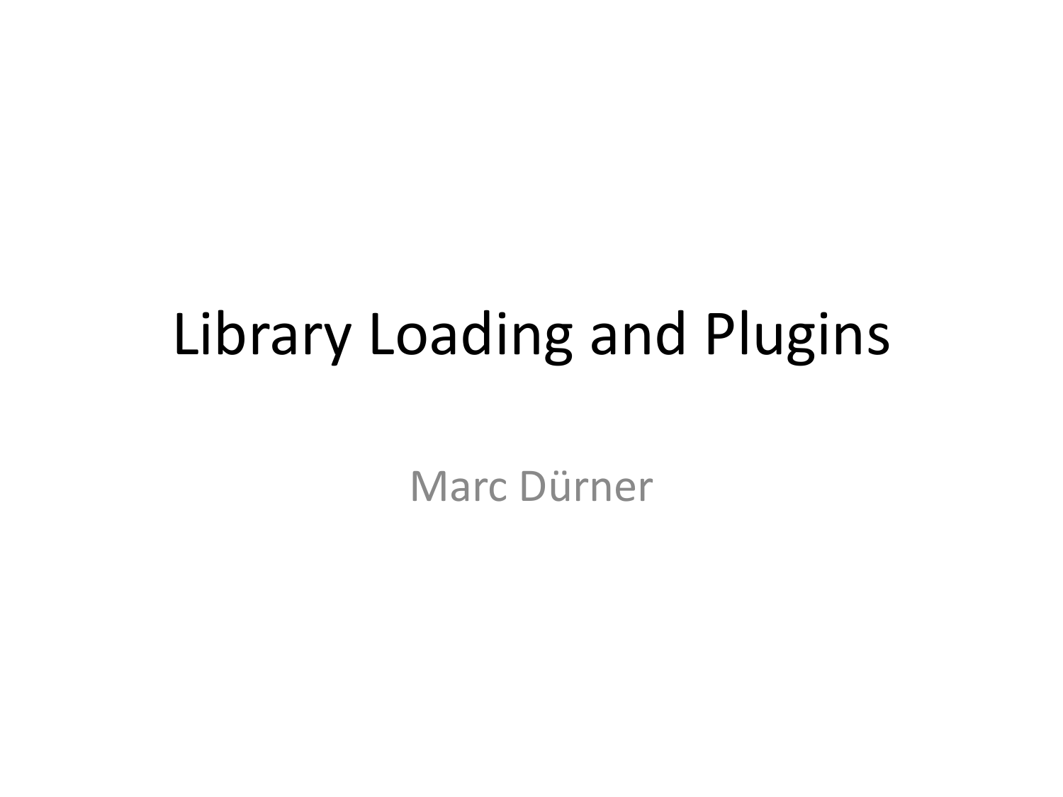# Library Loading and Plugins

Marc Dürner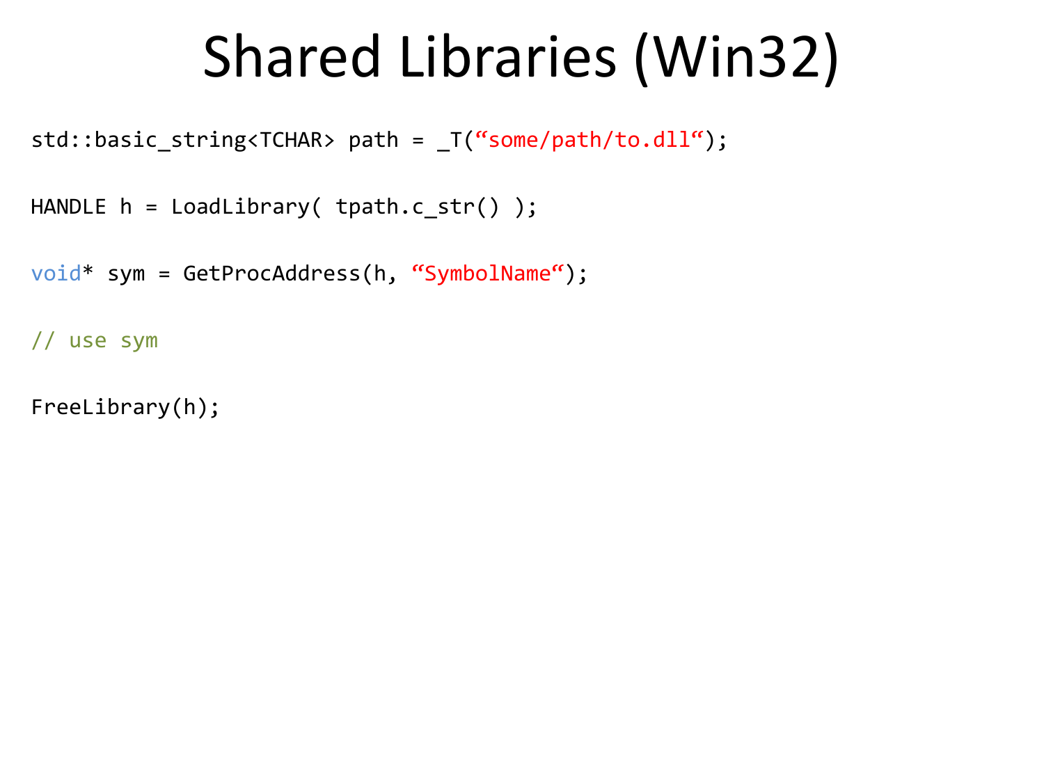# Shared Libraries (Win32)

```
std::basic_string<TCHAR> path = _T(“some/path/to.dll“);

HANDLE h = LoadLibrary( tpath.c_str() );

void* sym = GetProcAddress(h, “SymbolName“);

// use sym

FreeLibrary(h);
```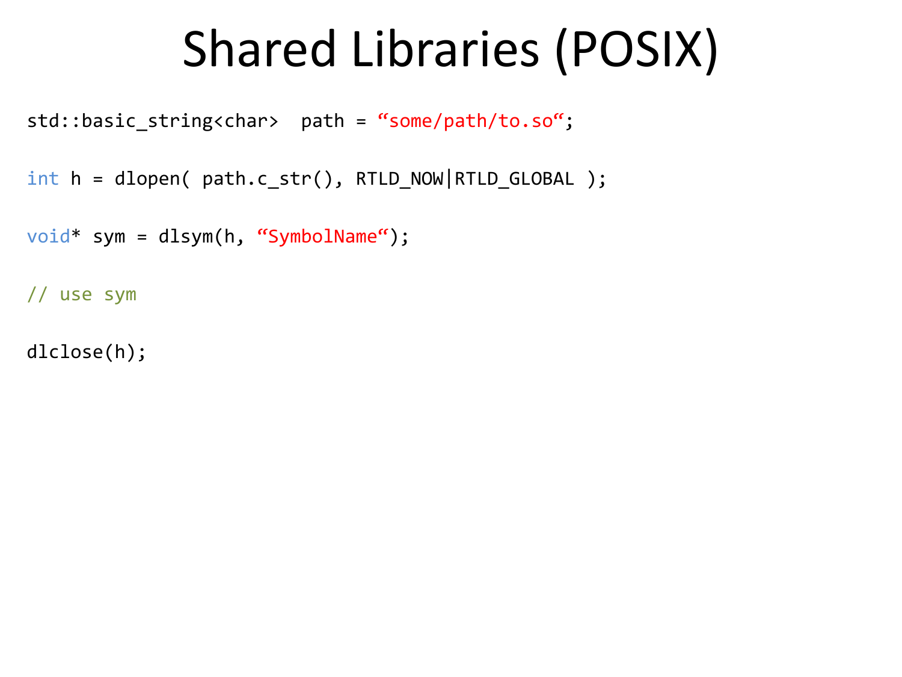# Shared Libraries (POSIX)

```
std::basic_string<char>  path = “some/path/to.so“;

int h = dlopen( path.c_str(), RTLD_NOW|RTLD_GLOBAL );

void* sym = dlsym(h, “SymbolName“);

// use sym

dlclose(h);
```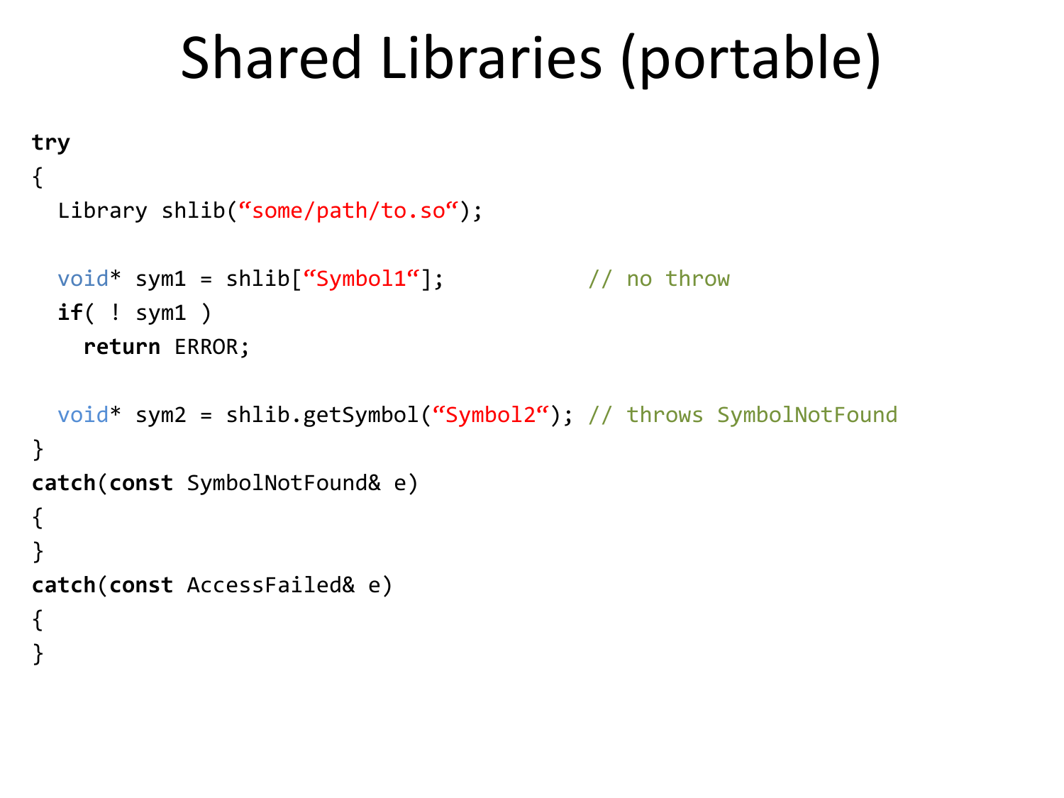# Shared Libraries (portable)

```
try
{
  Library shlib(“some/path/to.so“);

  void* sym1 = shlib[“Symbol1“];           // no throw
  if( ! sym1 )
    return ERROR;

  void* sym2 = shlib.getSymbol(“Symbol2“); // throws SymbolNotFound
}
catch(const SymbolNotFound& e)
{
}
catch(const AccessFailed& e)
{
}
```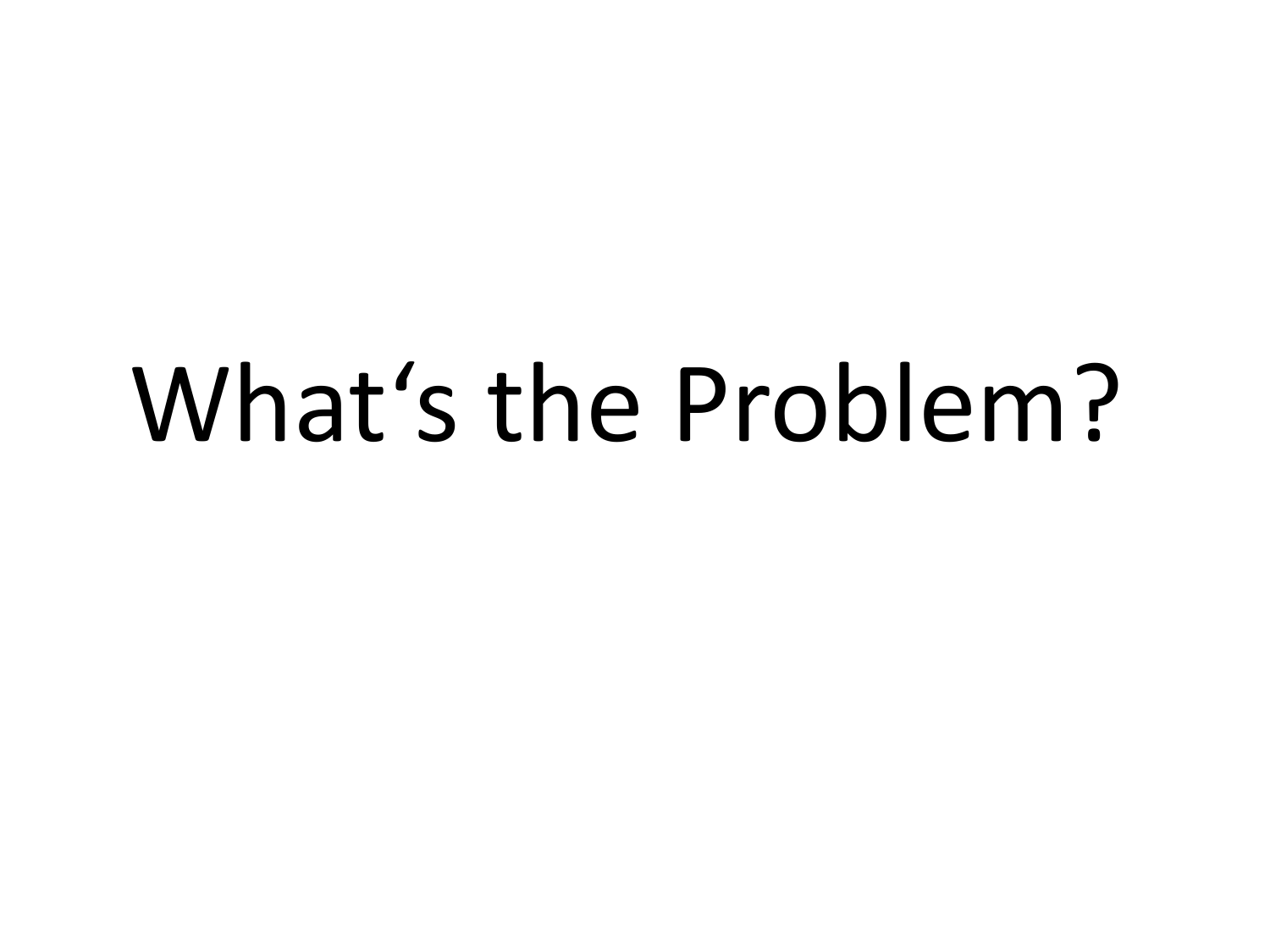# What‘s the Problem?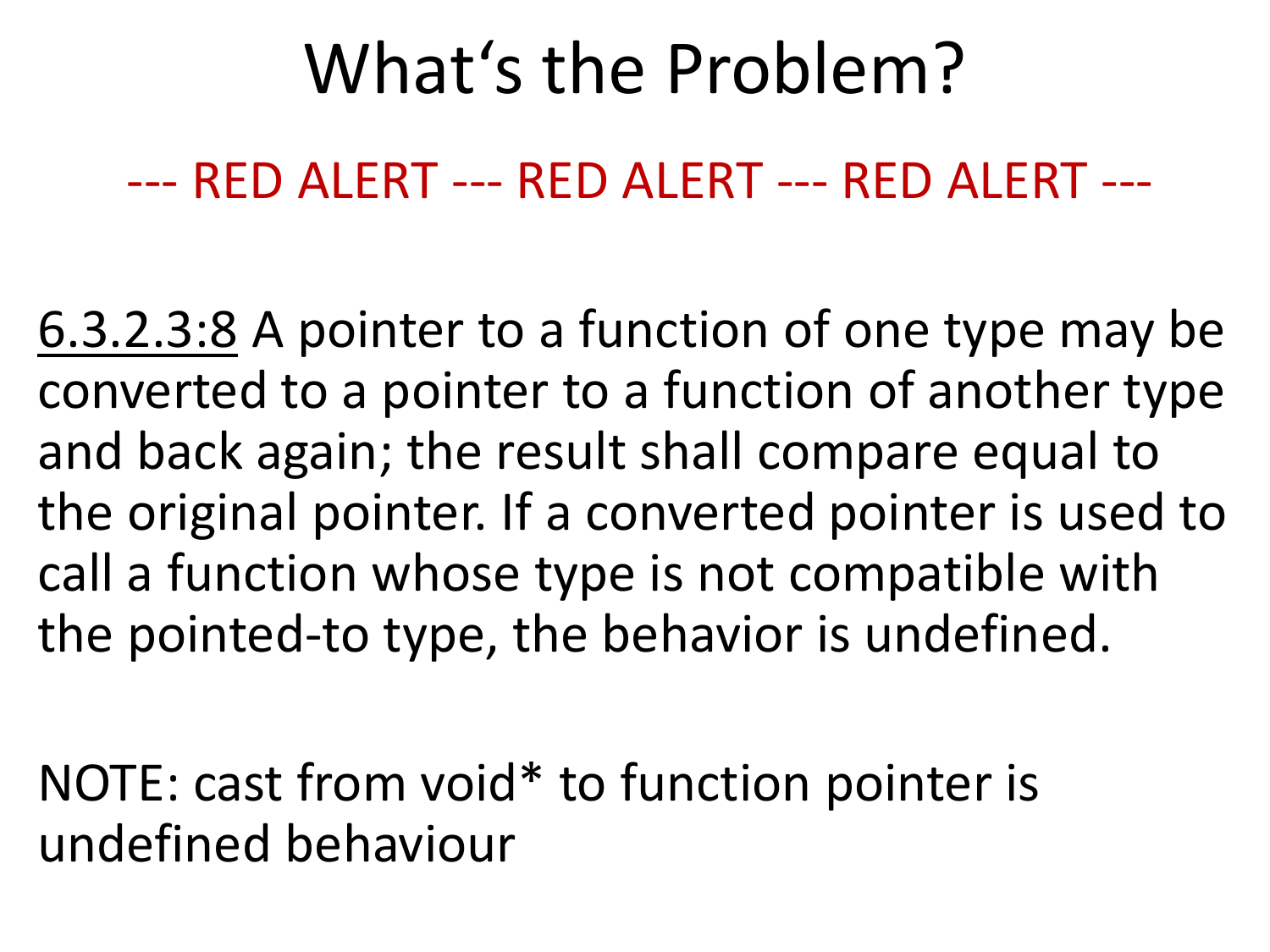# What‘s the Problem?

--- RED ALERT --- RED ALERT --- RED ALERT ---

<u>6.3.2.3:8</u> A pointer to a function of one type may be converted to a pointer to a function of another type and back again; the result shall compare equal to the original pointer. If a converted pointer is used to call a function whose type is not compatible with the pointed-to type, the behavior is undefined.

NOTE: cast from void* to function pointer is undefined behaviour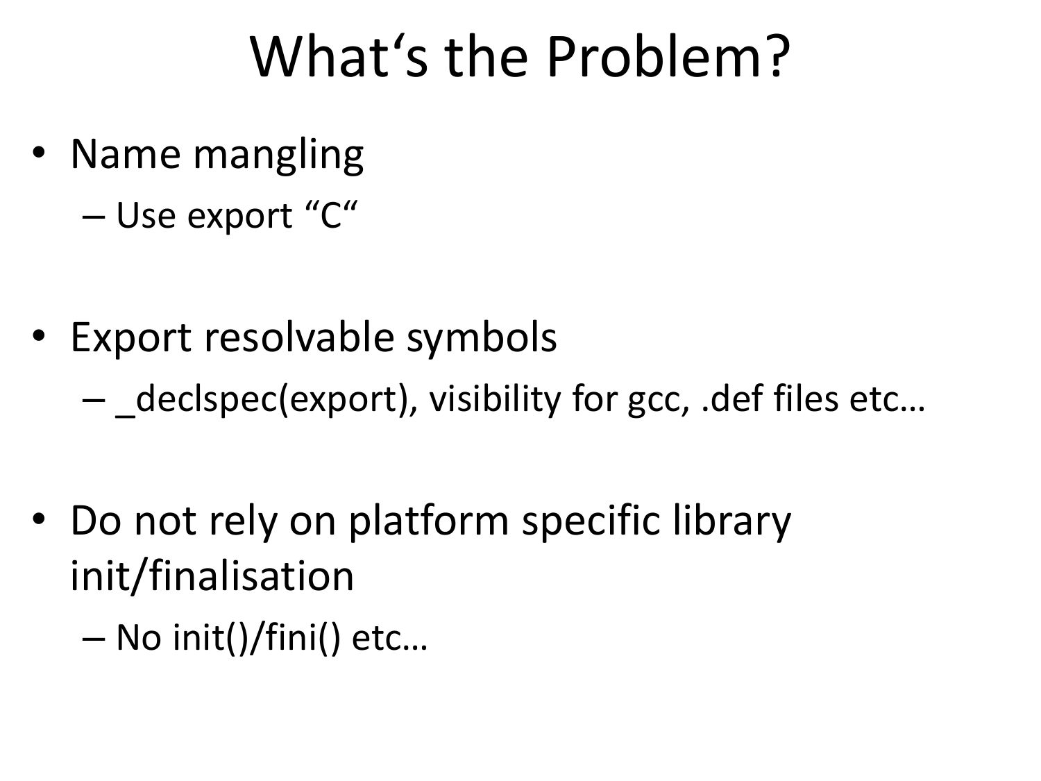# What‘s the Problem?

- Name mangling
  - Use export “C“
- Export resolvable symbols
  - _declspec(export), visibility for gcc, .def files etc…
- Do not rely on platform specific library init/finalisation
  - No init()/fini() etc…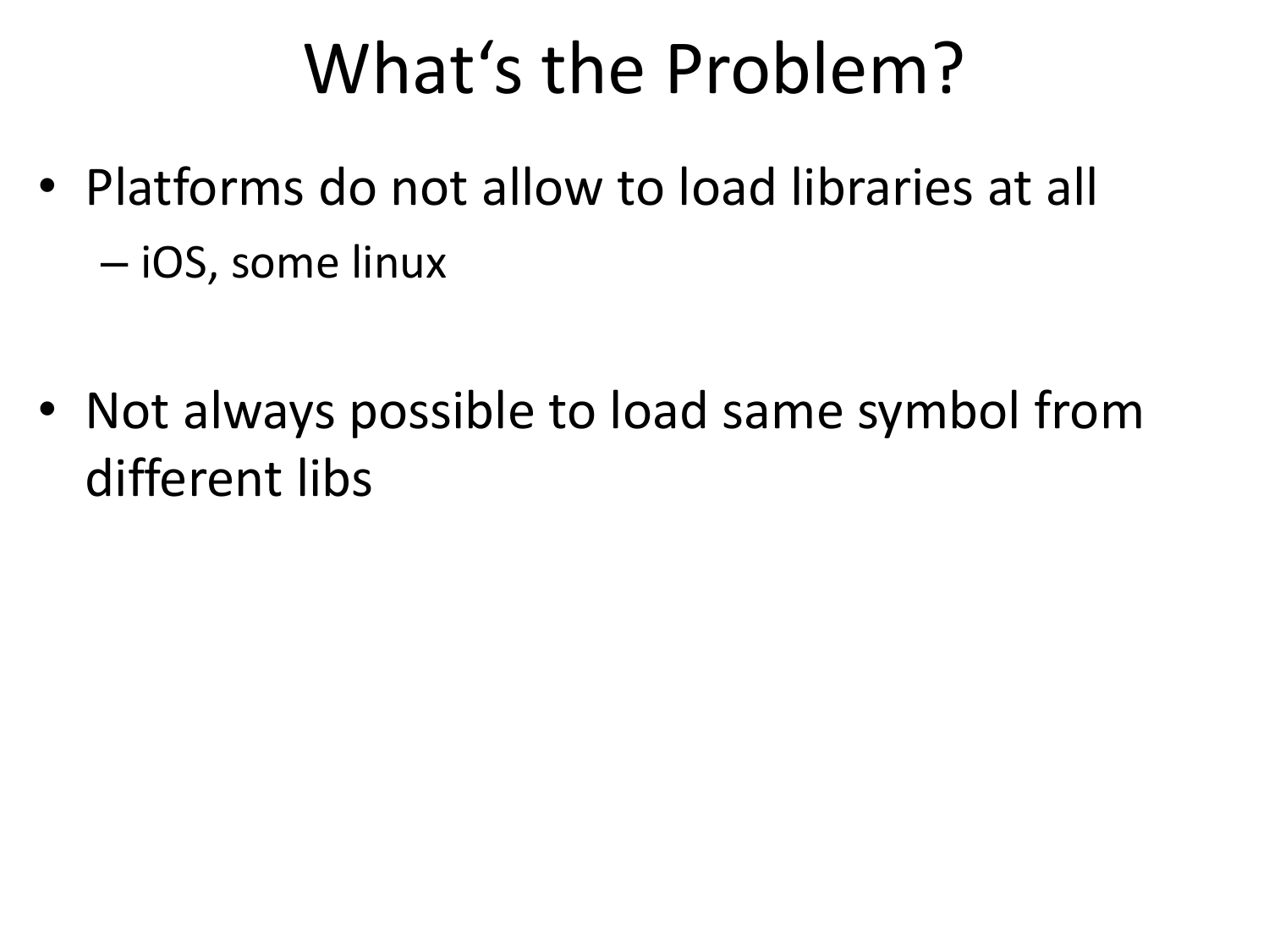# What‘s the Problem?

- Platforms do not allow to load libraries at all
  - iOS, some linux
- Not always possible to load same symbol from different libs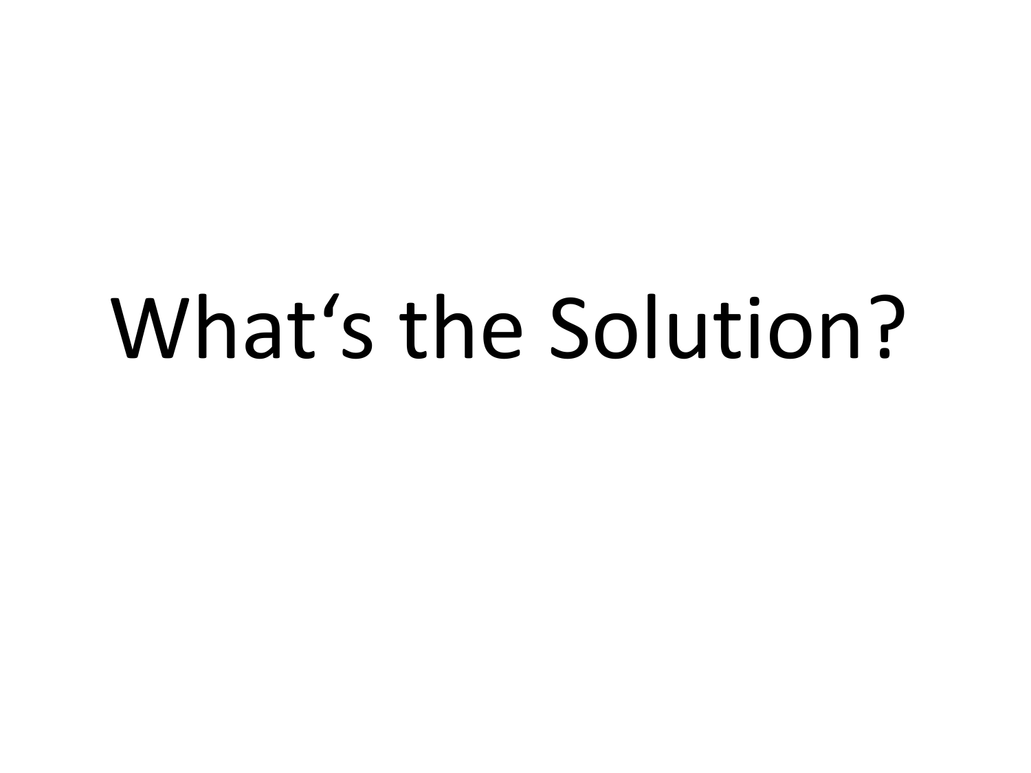# What‘s the Solution?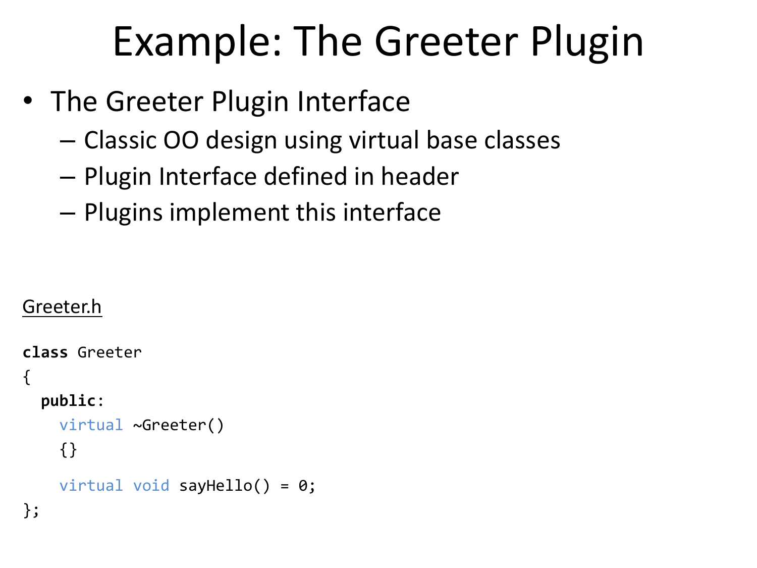# Example: The Greeter Plugin

- The Greeter Plugin Interface
  - Classic OO design using virtual base classes
  - Plugin Interface defined in header
  - Plugins implement this interface

Greeter.h

```
class Greeter
{
  public:
    virtual ~Greeter()
    {}

    virtual void sayHello() = 0;
};
```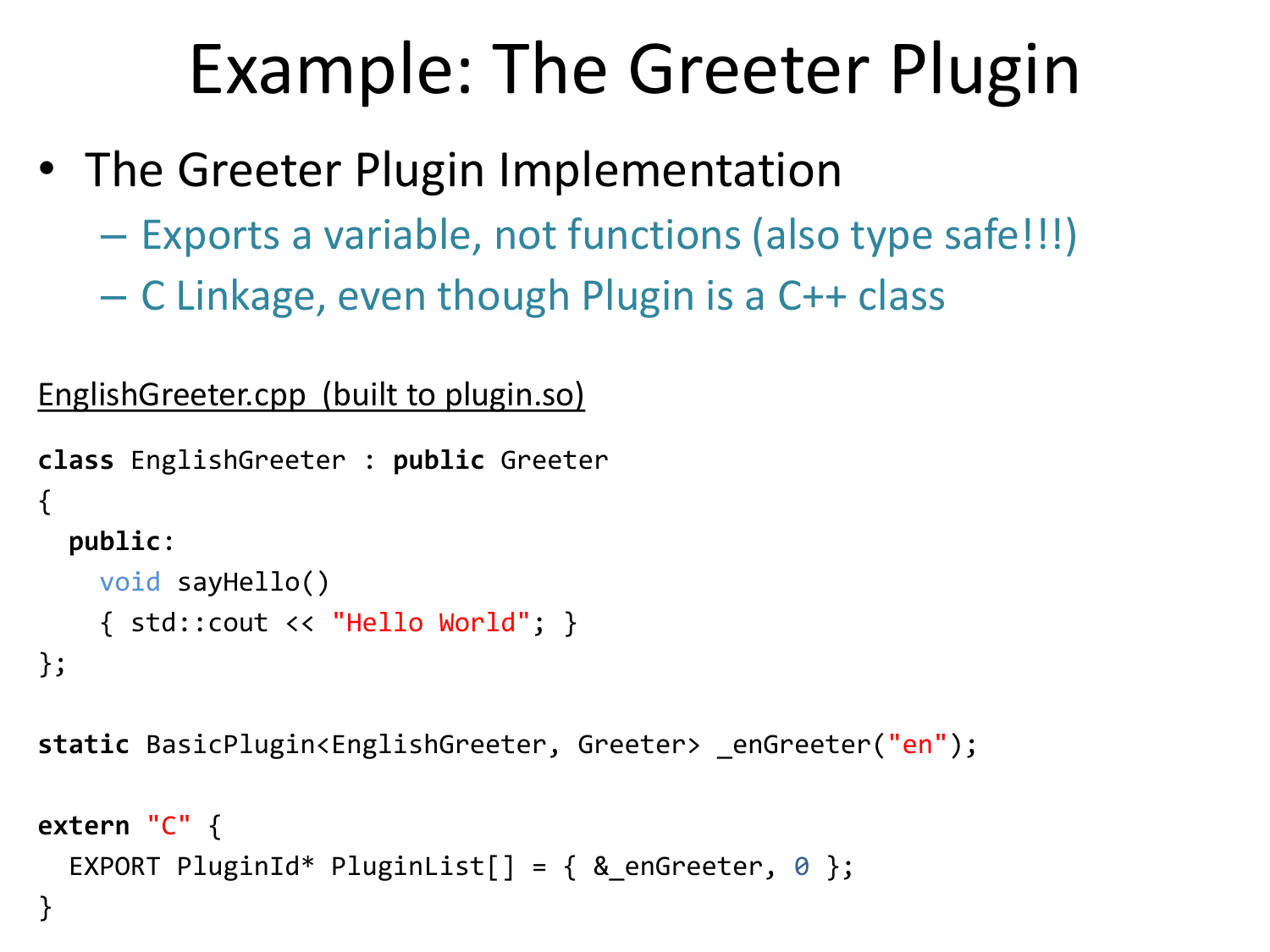# Example: The Greeter Plugin

- The Greeter Plugin Implementation
  - Exports a variable, not functions (also type safe!!!)
  - C Linkage, even though Plugin is a C++ class

<u>EnglishGreeter.cpp  (built to plugin.so)</u>

```
class EnglishGreeter : public Greeter
{
  public:
    void sayHello()
    { std::cout << "Hello World"; }
};

static BasicPlugin<EnglishGreeter, Greeter> _enGreeter("en");

extern "C" {
  EXPORT PluginId* PluginList[] = { &_enGreeter, 0 };
}
```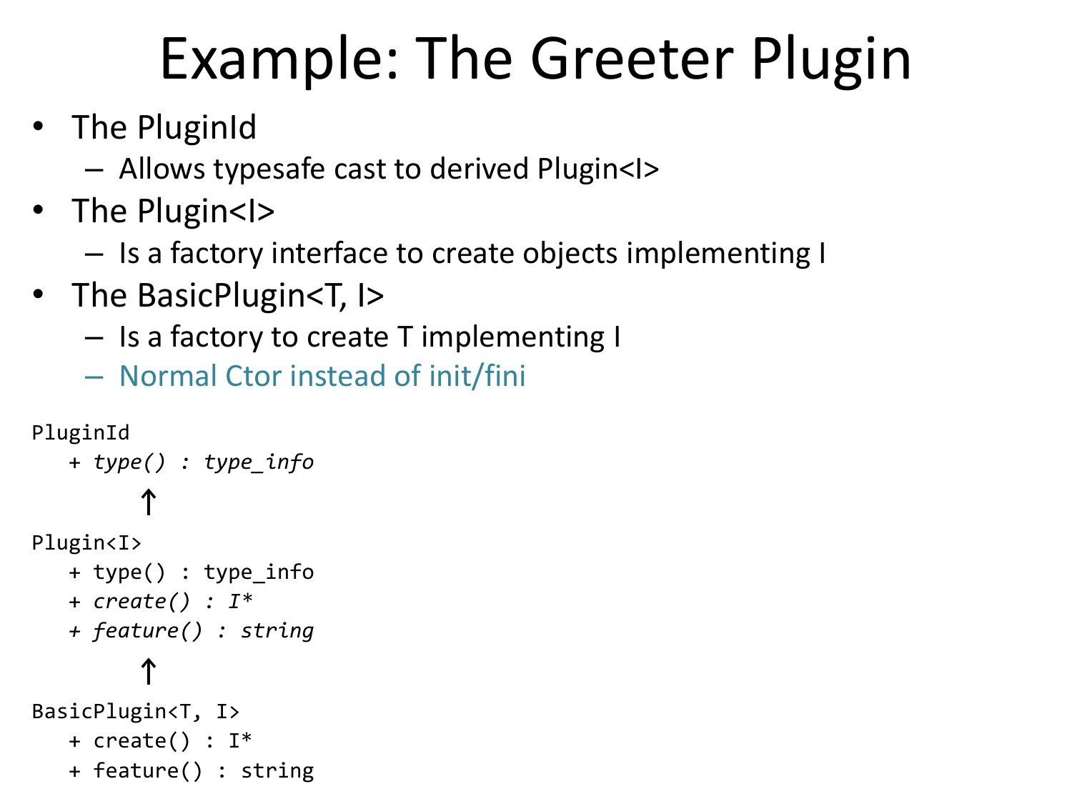# Example: The Greeter Plugin

- The PluginId
  - Allows typesafe cast to derived Plugin<I>
- The Plugin<I>
  - Is a factory interface to create objects implementing I
- The BasicPlugin<T, I>
  - Is a factory to create T implementing I
  - Normal Ctor instead of init/fini

```
PluginId
   + type() : type_info
        ↑
Plugin<I>
   + type() : type_info
   + create() : I*
   + feature() : string
        ↑
BasicPlugin<T, I>
   + create() : I*
   + feature() : string
```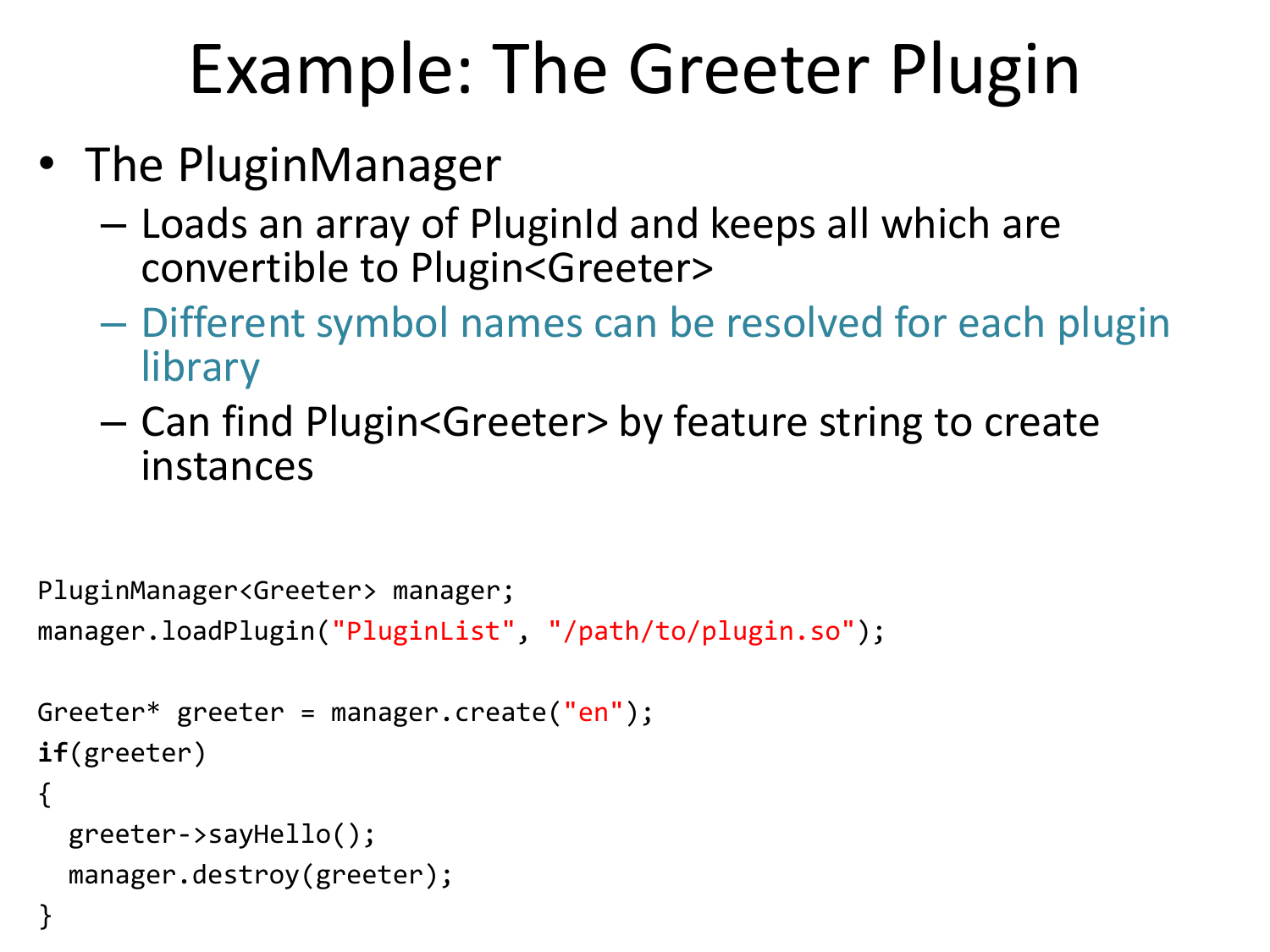# Example: The Greeter Plugin

- The PluginManager
  - Loads an array of PluginId and keeps all which are convertible to Plugin<Greeter>
  - Different symbol names can be resolved for each plugin library
  - Can find Plugin<Greeter> by feature string to create instances

```
PluginManager<Greeter> manager;
manager.loadPlugin("PluginList", "/path/to/plugin.so");

Greeter* greeter = manager.create("en");
if(greeter)
{
  greeter->sayHello();
  manager.destroy(greeter);
}
```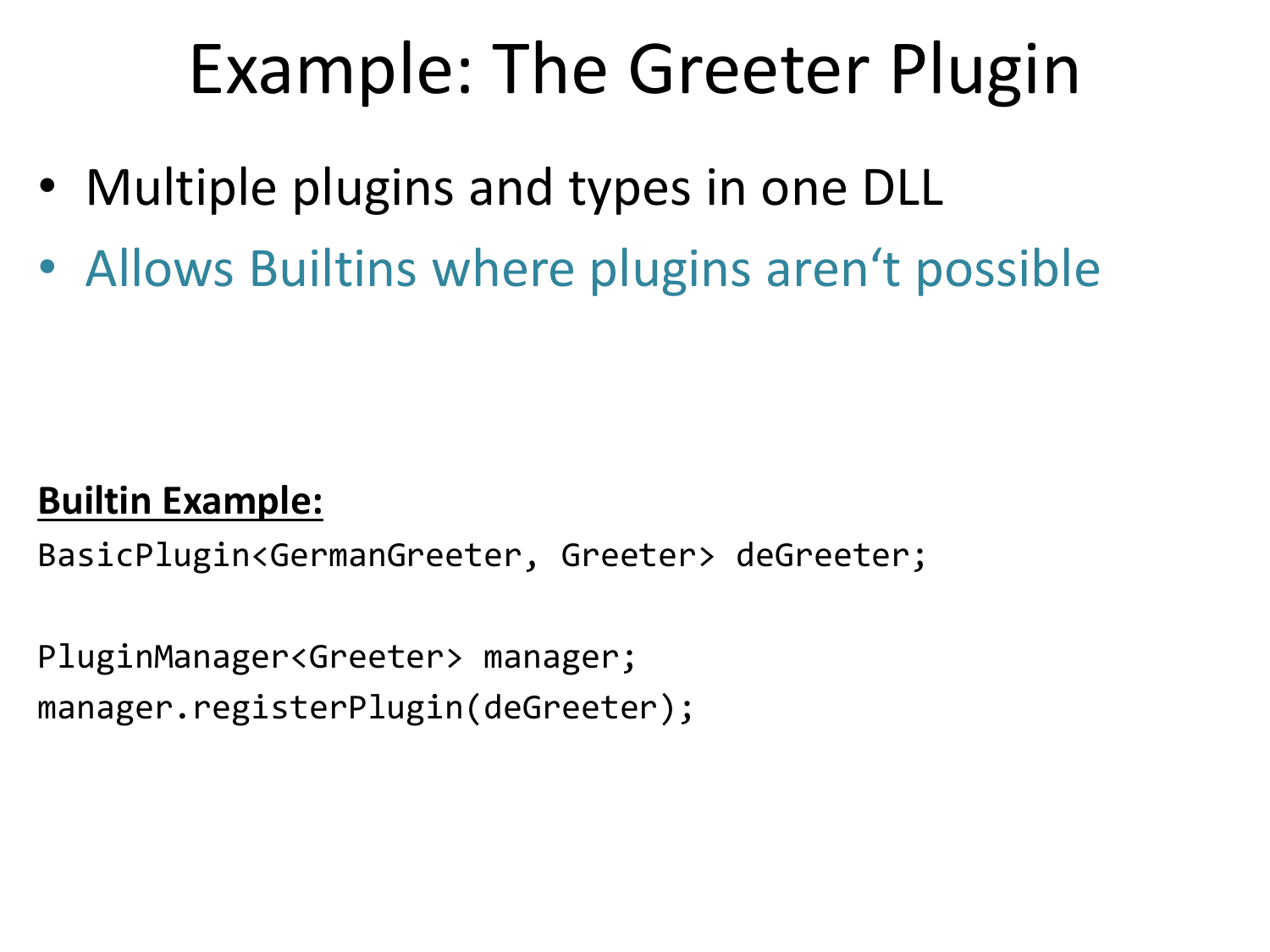# Example: The Greeter Plugin

- Multiple plugins and types in one DLL
- Allows Builtins where plugins aren‘t possible

**Builtin Example:**

```
BasicPlugin<GermanGreeter, Greeter> deGreeter;

PluginManager<Greeter> manager;
manager.registerPlugin(deGreeter);
```